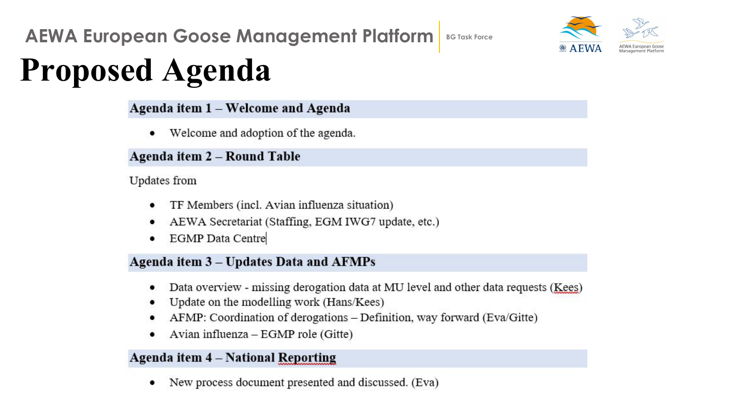AEWA European Goose Management Platform | BG Task Force

# Proposed Agenda

## Agenda item 1 – Welcome and Agenda

- Welcome and adoption of the agenda.

## Agenda item 2 – Round Table

Updates from

- TF Members (incl. Avian influenza situation)
- AEWA Secretariat (Staffing, EGM IWG7 update, etc.)
- EGMP Data Centre

## Agenda item 3 – Updates Data and AFMPs

- Data overview - missing derogation data at MU level and other data requests (Kees)
- Update on the modelling work (Hans/Kees)
- AFMP: Coordination of derogations – Definition, way forward (Eva/Gitte)
- Avian influenza – EGMP role (Gitte)

## Agenda item 4 – National Reporting

- New process document presented and discussed. (Eva)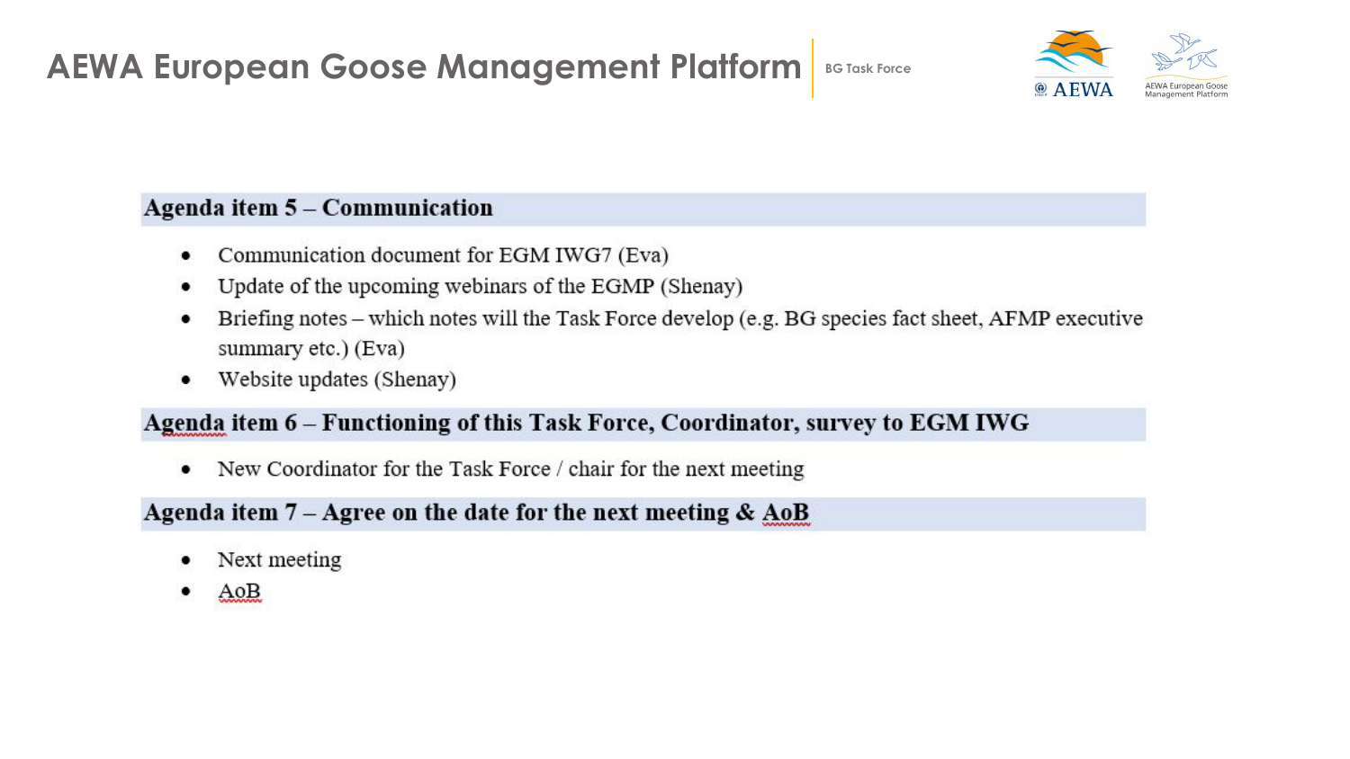## Agenda item 5 – Communication

- Communication document for EGM IWG7 (Eva)
- Update of the upcoming webinars of the EGMP (Shenay)
- Briefing notes – which notes will the Task Force develop (e.g. BG species fact sheet, AFMP executive summary etc.) (Eva)
- Website updates (Shenay)

## Agenda item 6 – Functioning of this Task Force, Coordinator, survey to EGM IWG

- New Coordinator for the Task Force / chair for the next meeting

## Agenda item 7 – Agree on the date for the next meeting & AoB

- Next meeting
- AoB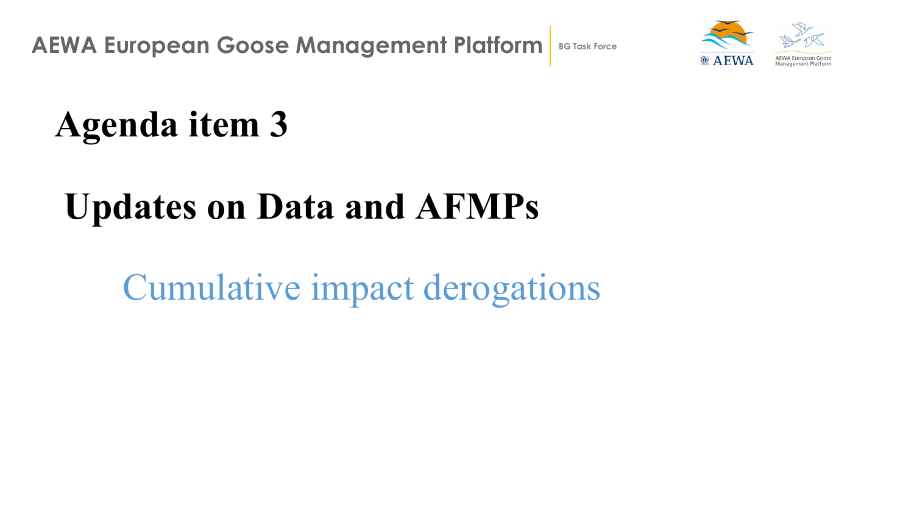# Agenda item 3

## Updates on Data and AFMPs

### Cumulative impact derogations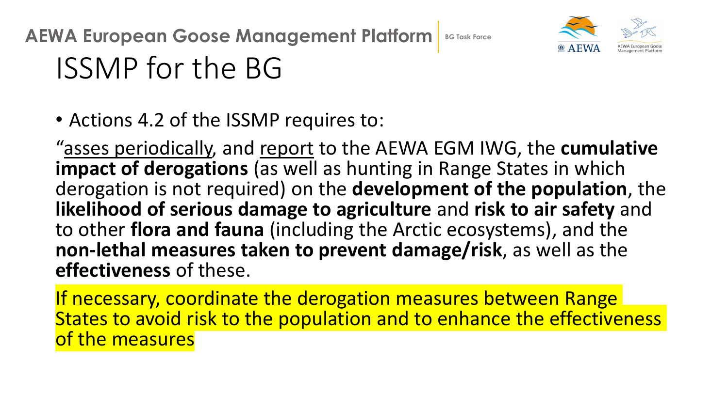# ISSMP for the BG

- Actions 4.2 of the ISSMP requires to:

"asses periodically, and report to the AEWA EGM IWG, the **cumulative impact of derogations** (as well as hunting in Range States in which derogation is not required) on the **development of the population**, the **likelihood of serious damage to agriculture** and **risk to air safety** and to other **flora and fauna** (including the Arctic ecosystems), and the **non-lethal measures taken to prevent damage/risk**, as well as the **effectiveness** of these.

If necessary, coordinate the derogation measures between Range States to avoid risk to the population and to enhance the effectiveness of the measures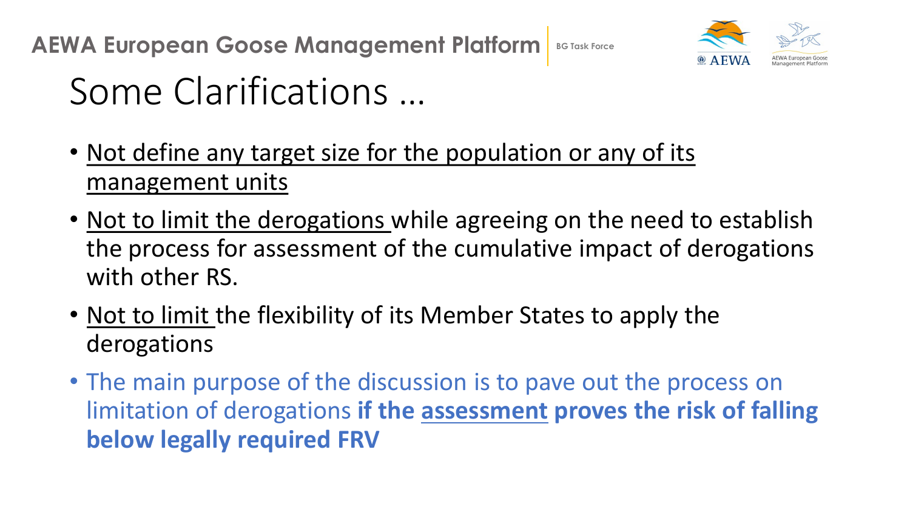# Some Clarifications …

- Not define any target size for the population or any of its management units
- Not to limit the derogations while agreeing on the need to establish the process for assessment of the cumulative impact of derogations with other RS.
- Not to limit the flexibility of its Member States to apply the derogations
- The main purpose of the discussion is to pave out the process on limitation of derogations **if the assessment proves the risk of falling below legally required FRV**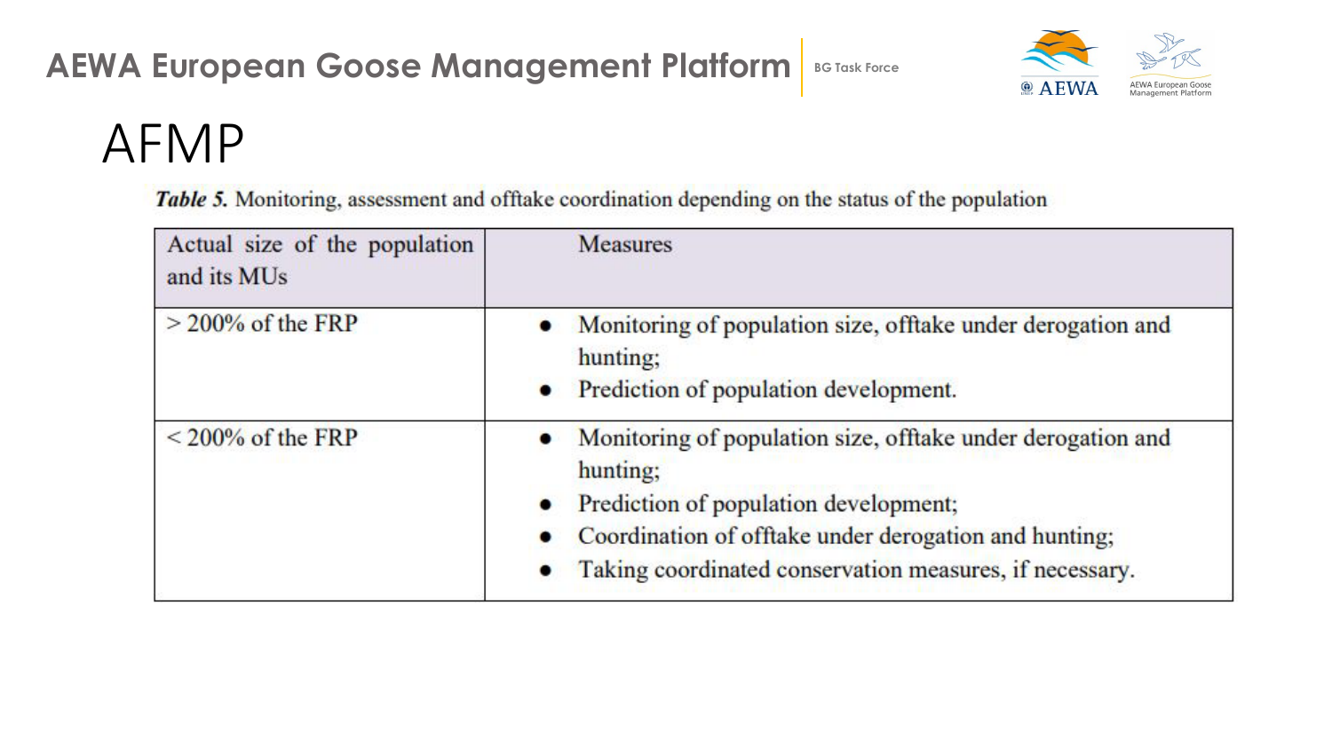# AFMP

***Table 5.*** Monitoring, assessment and offtake coordination depending on the status of the population

| Actual size of the population and its MUs | Measures |
|---|---|
| > 200% of the FRP | • Monitoring of population size, offtake under derogation and hunting;<br>• Prediction of population development. |
| < 200% of the FRP | • Monitoring of population size, offtake under derogation and hunting;<br>• Prediction of population development;<br>• Coordination of offtake under derogation and hunting;<br>• Taking coordinated conservation measures, if necessary. |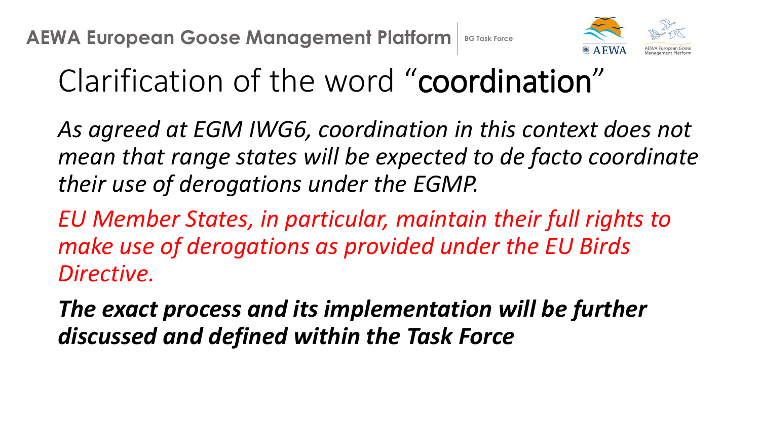# Clarification of the word "coordination"

*As agreed at EGM IWG6, coordination in this context does not mean that range states will be expected to de facto coordinate their use of derogations under the EGMP.*

*EU Member States, in particular, maintain their full rights to make use of derogations as provided under the EU Birds Directive.*

***The exact process and its implementation will be further discussed and defined within the Task Force***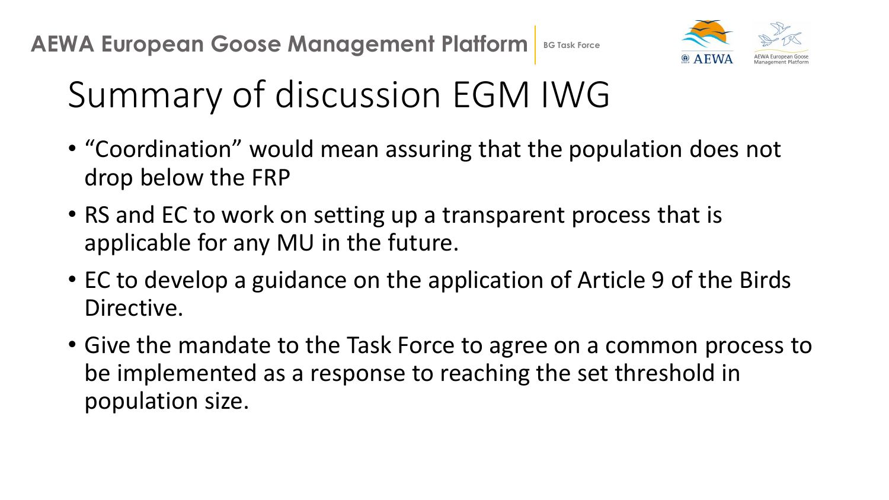# Summary of discussion EGM IWG

- "Coordination" would mean assuring that the population does not drop below the FRP
- RS and EC to work on setting up a transparent process that is applicable for any MU in the future.
- EC to develop a guidance on the application of Article 9 of the Birds Directive.
- Give the mandate to the Task Force to agree on a common process to be implemented as a response to reaching the set threshold in population size.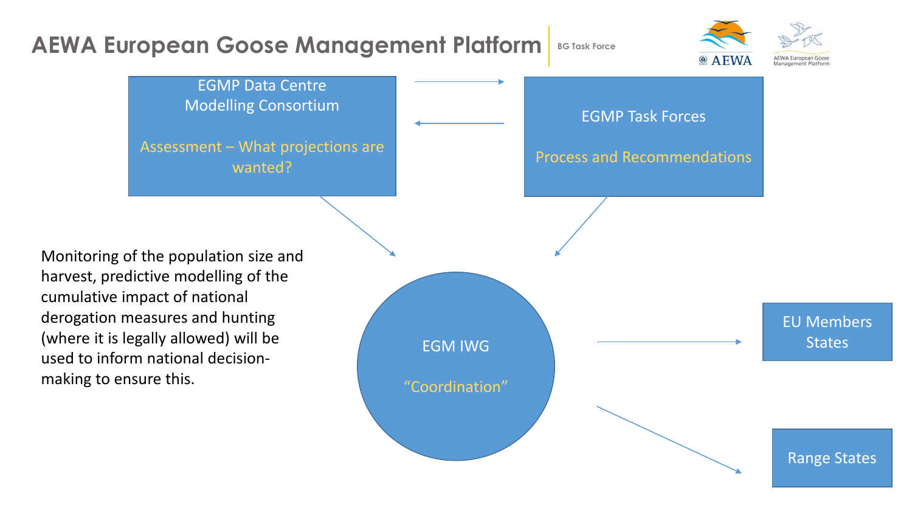# AEWA European Goose Management Platform

BG Task Force

EGMP Data Centre
Modelling Consortium

Assessment – What projections are wanted?

EGMP Task Forces

Process and Recommendations

Monitoring of the population size and harvest, predictive modelling of the cumulative impact of national derogation measures and hunting (where it is legally allowed) will be used to inform national decision-making to ensure this.

EGM IWG

"Coordination"

EU Members States

Range States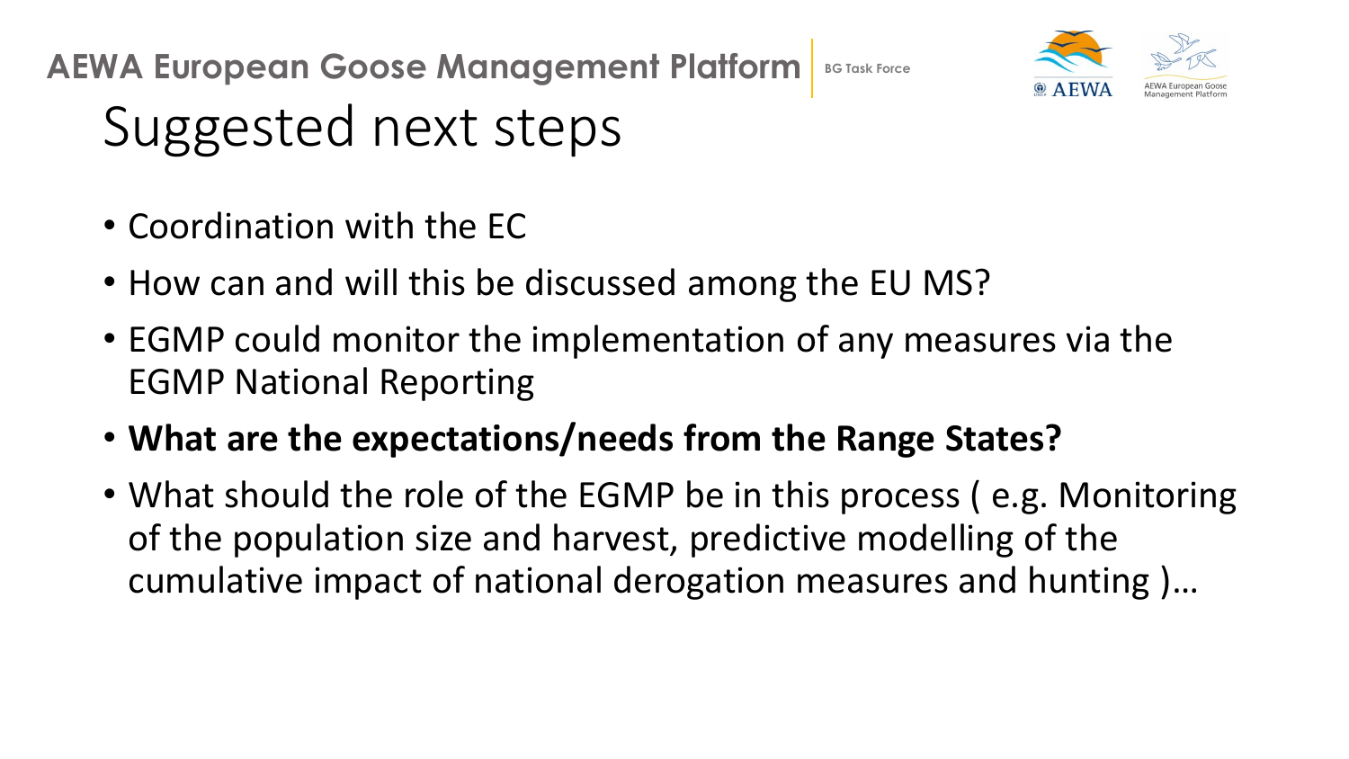# Suggested next steps

- Coordination with the EC
- How can and will this be discussed among the EU MS?
- EGMP could monitor the implementation of any measures via the EGMP National Reporting
- **What are the expectations/needs from the Range States?**
- What should the role of the EGMP be in this process ( e.g. Monitoring of the population size and harvest, predictive modelling of the cumulative impact of national derogation measures and hunting )…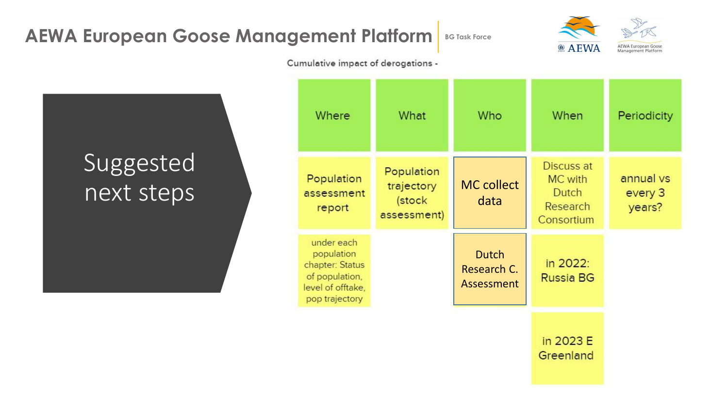# AEWA European Goose Management Platform

BG Task Force

## Suggested next steps

Cumulative impact of derogations -

| Where | What | Who | When | Periodicity |
| --- | --- | --- | --- | --- |
| Population assessment report | Population trajectory (stock assessment) | MC collect data | Discuss at MC with Dutch Research Consortium | annual vs every 3 years? |
| under each population chapter: Status of population, level of offtake, pop trajectory | | Dutch Research C. Assessment | in 2022: Russia BG | |
| | | | in 2023 E Greenland | |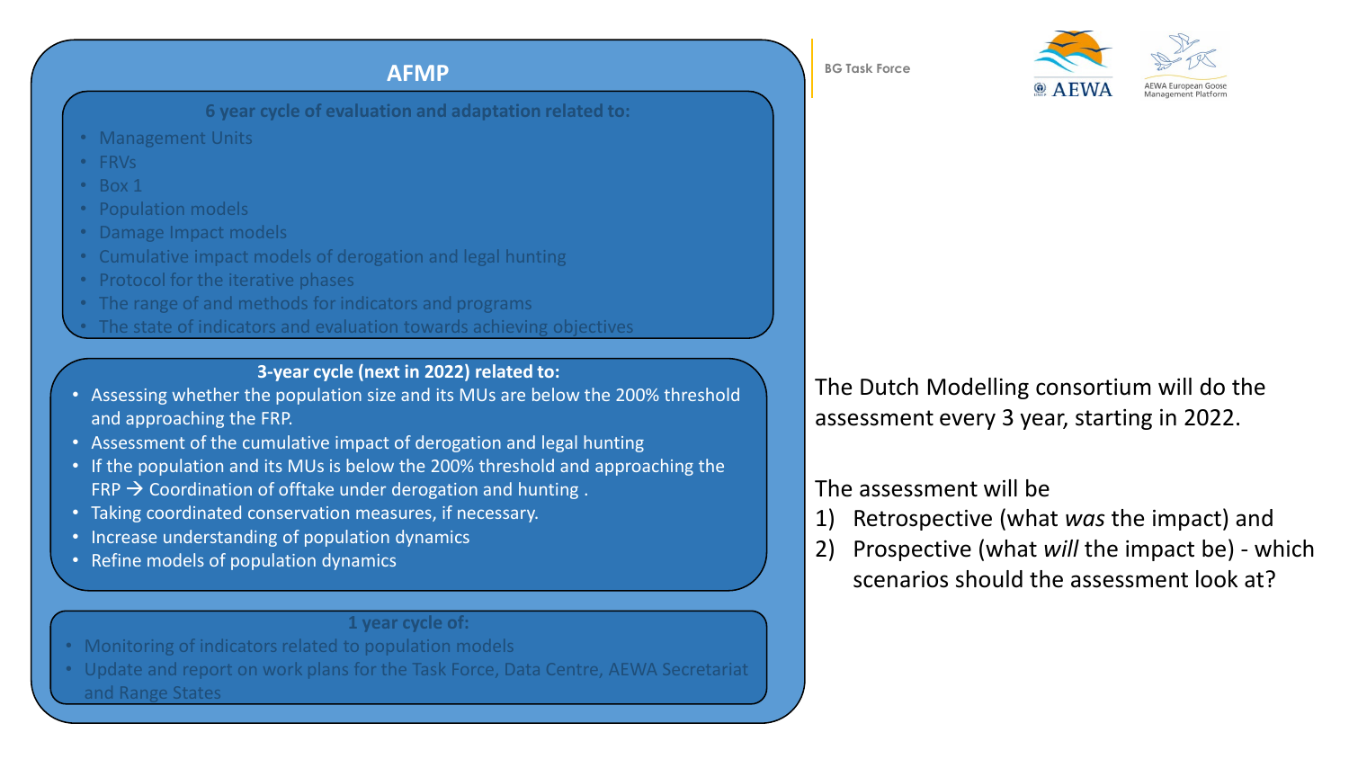## AFMP

**6 year cycle of evaluation and adaptation related to:**

- Management Units
- FRVs
- Box 1
- Population models
- Damage Impact models
- Cumulative impact models of derogation and legal hunting
- Protocol for the iterative phases
- The range of and methods for indicators and programs
- The state of indicators and evaluation towards achieving objectives

**3-year cycle (next in 2022) related to:**

- Assessing whether the population size and its MUs are below the 200% threshold and approaching the FRP.
- Assessment of the cumulative impact of derogation and legal hunting
- If the population and its MUs is below the 200% threshold and approaching the FRP → Coordination of offtake under derogation and hunting .
- Taking coordinated conservation measures, if necessary.
- Increase understanding of population dynamics
- Refine models of population dynamics

**1 year cycle of:**

- Monitoring of indicators related to population models
- Update and report on work plans for the Task Force, Data Centre, AEWA Secretariat and Range States

BG Task Force

AEWA

AEWA European Goose Management Platform

The Dutch Modelling consortium will do the assessment every 3 year, starting in 2022.

The assessment will be

1) Retrospective (what *was* the impact) and
2) Prospective (what *will* the impact be) - which scenarios should the assessment look at?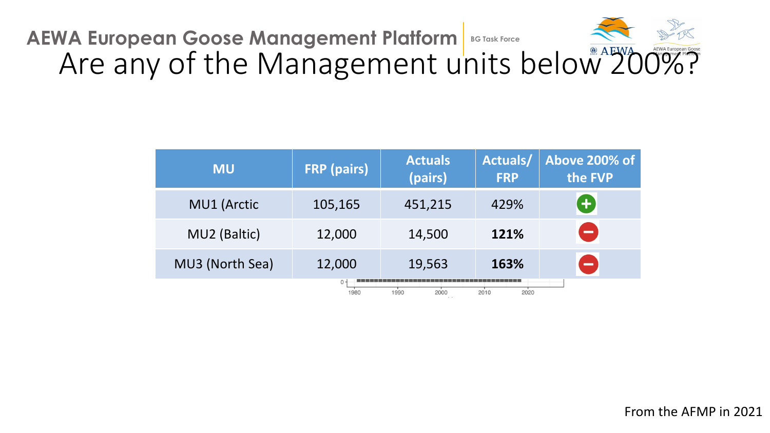**AEWA European Goose Management Platform** | BG Task Force

# Are any of the Management units below 200%?

| MU | FRP (pairs) | Actuals (pairs) | Actuals/ FRP | Above 200% of the FVP |
|---|---|---|---|---|
| MU1 (Arctic | 105,165 | 451,215 | 429% | + |
| MU2 (Baltic) | 12,000 | 14,500 | **121%** | – |
| MU3 (North Sea) | 12,000 | 19,563 | **163%** | – |

From the AFMP in 2021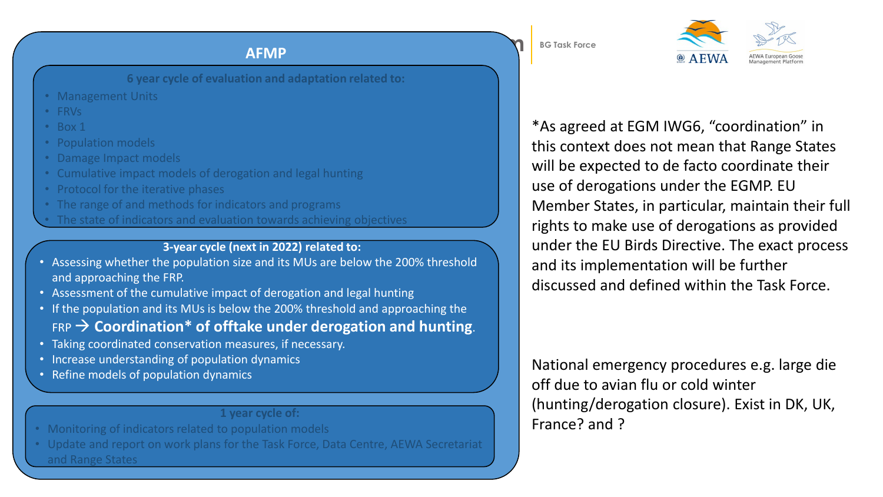# AFMP

### 6 year cycle of evaluation and adaptation related to:

- Management Units
- FRVs
- Box 1
- Population models
- Damage Impact models
- Cumulative impact models of derogation and legal hunting
- Protocol for the iterative phases
- The range of and methods for indicators and programs
- The state of indicators and evaluation towards achieving objectives

### 3-year cycle (next in 2022) related to:

- Assessing whether the population size and its MUs are below the 200% threshold and approaching the FRP.
- Assessment of the cumulative impact of derogation and legal hunting
- If the population and its MUs is below the 200% threshold and approaching the FRP → **Coordination* of offtake under derogation and hunting**.
- Taking coordinated conservation measures, if necessary.
- Increase understanding of population dynamics
- Refine models of population dynamics

### 1 year cycle of:

- Monitoring of indicators related to population models
- Update and report on work plans for the Task Force, Data Centre, AEWA Secretariat and Range States

*As agreed at EGM IWG6, "coordination" in this context does not mean that Range States will be expected to de facto coordinate their use of derogations under the EGMP. EU Member States, in particular, maintain their full rights to make use of derogations as provided under the EU Birds Directive. The exact process and its implementation will be further discussed and defined within the Task Force.

National emergency procedures e.g. large die off due to avian flu or cold winter (hunting/derogation closure). Exist in DK, UK, France? and ?